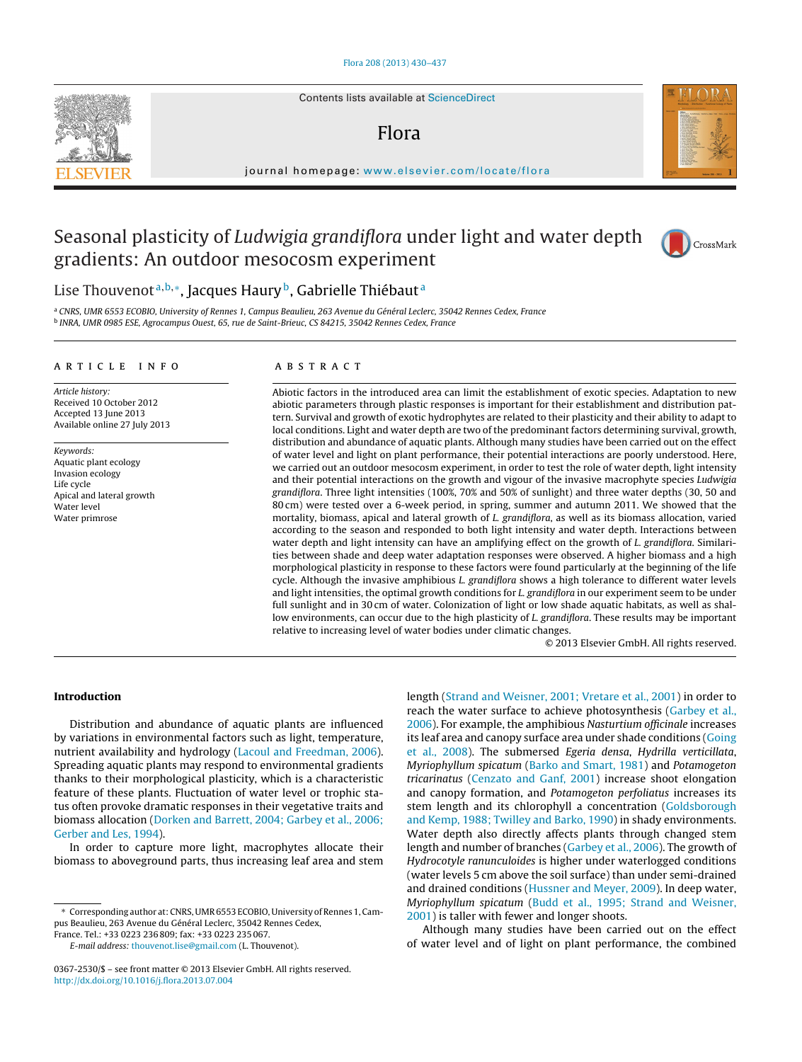# Seasonal plasticity of *Ludwigia grandiflora* under light and water depth gradients: An outdoor mesocosm experiment

Lise Thouvenot[a,b,*], Jacques Haury[b], Gabrielle Thiébaut[a]

[a] CNRS, UMR 6553 ECOBIO, University of Rennes 1, Campus Beaulieu, 263 Avenue du Général Leclerc, 35042 Rennes Cedex, France
[b] INRA, UMR 0985 ESE, Agrocampus Ouest, 65, rue de Saint-Brieuc, CS 84215, 35042 Rennes Cedex, France

**ARTICLE INFO**

*Article history:*
Received 10 October 2012
Accepted 13 June 2013
Available online 27 July 2013

*Keywords:*
Aquatic plant ecology
Invasion ecology
Life cycle
Apical and lateral growth
Water level
Water primrose

**ABSTRACT**

Abiotic factors in the introduced area can limit the establishment of exotic species. Adaptation to new abiotic parameters through plastic responses is important for their establishment and distribution pattern. Survival and growth of exotic hydrophytes are related to their plasticity and their ability to adapt to local conditions. Light and water depth are two of the predominant factors determining survival, growth, distribution and abundance of aquatic plants. Although many studies have been carried out on the effect of water level and light on plant performance, their potential interactions are poorly understood. Here, we carried out an outdoor mesocosm experiment, in order to test the role of water depth, light intensity and their potential interactions on the growth and vigour of the invasive macrophyte species *Ludwigia grandiflora*. Three light intensities (100%, 70% and 50% of sunlight) and three water depths (30, 50 and 80 cm) were tested over a 6-week period, in spring, summer and autumn 2011. We showed that the mortality, biomass, apical and lateral growth of *L. grandiflora*, as well as its biomass allocation, varied according to the season and responded to both light intensity and water depth. Interactions between water depth and light intensity can have an amplifying effect on the growth of *L. grandiflora*. Similarities between shade and deep water adaptation responses were observed. A higher biomass and a high morphological plasticity in response to these factors were found particularly at the beginning of the life cycle. Although the invasive amphibious *L. grandiflora* shows a high tolerance to different water levels and light intensities, the optimal growth conditions for *L. grandiflora* in our experiment seem to be under full sunlight and in 30 cm of water. Colonization of light or low shade aquatic habitats, as well as shallow environments, can occur due to the high plasticity of *L. grandiflora*. These results may be important relative to increasing level of water bodies under climatic changes.

© 2013 Elsevier GmbH. All rights reserved.

## Introduction

Distribution and abundance of aquatic plants are influenced by variations in environmental factors such as light, temperature, nutrient availability and hydrology (Lacoul and Freedman, 2006). Spreading aquatic plants may respond to environmental gradients thanks to their morphological plasticity, which is a characteristic feature of these plants. Fluctuation of water level or trophic status often provoke dramatic responses in their vegetative traits and biomass allocation (Dorken and Barrett, 2004; Garbey et al., 2006; Gerber and Les, 1994).

In order to capture more light, macrophytes allocate their biomass to aboveground parts, thus increasing leaf area and stem length (Strand and Weisner, 2001; Vretare et al., 2001) in order to reach the water surface to achieve photosynthesis (Garbey et al., 2006). For example, the amphibious *Nasturtium officinale* increases its leaf area and canopy surface area under shade conditions (Going et al., 2008). The submersed *Egeria densa*, *Hydrilla verticillata*, *Myriophyllum spicatum* (Barko and Smart, 1981) and *Potamogeton tricarinatus* (Cenzato and Ganf, 2001) increase shoot elongation and canopy formation, and *Potamogeton perfoliatus* increases its stem length and its chlorophyll a concentration (Goldsborough and Kemp, 1988; Twilley and Barko, 1990) in shady environments. Water depth also directly affects plants through changed stem length and number of branches (Garbey et al., 2006). The growth of *Hydrocotyle ranunculoides* is higher under waterlogged conditions (water levels 5 cm above the soil surface) than under semi-drained and drained conditions (Hussner and Meyer, 2009). In deep water, *Myriophyllum spicatum* (Budd et al., 1995; Strand and Weisner, 2001) is taller with fewer and longer shoots.

Although many studies have been carried out on the effect of water level and of light on plant performance, the combined

* Corresponding author at: CNRS, UMR 6553 ECOBIO, University of Rennes 1, Campus Beaulieu, 263 Avenue du Général Leclerc, 35042 Rennes Cedex, France. Tel.: +33 0223 236 809; fax: +33 0223 235 067.
E-mail address: thouvenot.lise@gmail.com (L. Thouvenot).

0367-2530/$ – see front matter © 2013 Elsevier GmbH. All rights reserved.
http://dx.doi.org/10.1016/j.flora.2013.07.004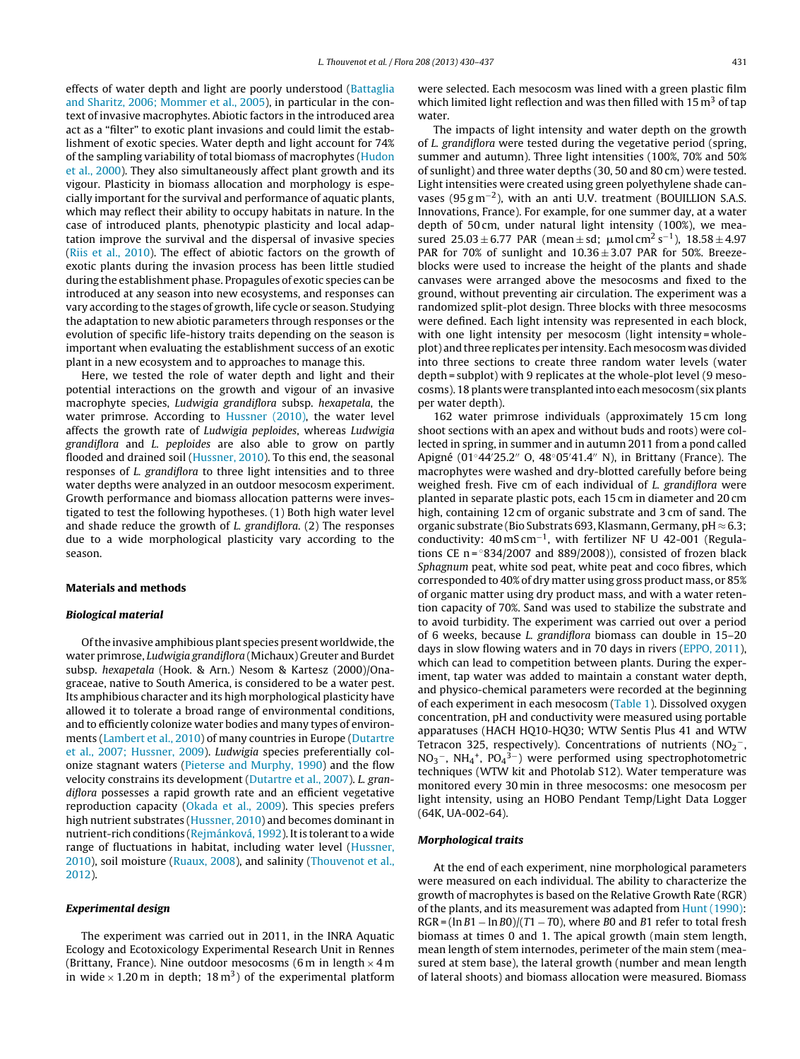effects of water depth and light are poorly understood (Battaglia and Sharitz, 2006; Mommer et al., 2005), in particular in the context of invasive macrophytes. Abiotic factors in the introduced area act as a "filter" to exotic plant invasions and could limit the establishment of exotic species. Water depth and light account for 74% of the sampling variability of total biomass of macrophytes (Hudon et al., 2000). They also simultaneously affect plant growth and its vigour. Plasticity in biomass allocation and morphology is especially important for the survival and performance of aquatic plants, which may reflect their ability to occupy habitats in nature. In the case of introduced plants, phenotypic plasticity and local adaptation improve the survival and the dispersal of invasive species (Riis et al., 2010). The effect of abiotic factors on the growth of exotic plants during the invasion process has been little studied during the establishment phase. Propagules of exotic species can be introduced at any season into new ecosystems, and responses can vary according to the stages of growth, life cycle or season. Studying the adaptation to new abiotic parameters through responses or the evolution of specific life-history traits depending on the season is important when evaluating the establishment success of an exotic plant in a new ecosystem and to approaches to manage this.

Here, we tested the role of water depth and light and their potential interactions on the growth and vigour of an invasive macrophyte species, *Ludwigia grandiflora* subsp. *hexapetala*, the water primrose. According to Hussner (2010), the water level affects the growth rate of *Ludwigia peploides*, whereas *Ludwigia grandiflora* and *L. peploides* are also able to grow on partly flooded and drained soil (Hussner, 2010). To this end, the seasonal responses of *L. grandiflora* to three light intensities and to three water depths were analyzed in an outdoor mesocosm experiment. Growth performance and biomass allocation patterns were investigated to test the following hypotheses. (1) Both high water level and shade reduce the growth of *L. grandiflora*. (2) The responses due to a wide morphological plasticity vary according to the season.

## Materials and methods

### Biological material

Of the invasive amphibious plant species present worldwide, the water primrose, *Ludwigia grandiflora* (Michaux) Greuter and Burdet subsp. *hexapetala* (Hook. & Arn.) Nesom & Kartesz (2000)/Onagraceae, native to South America, is considered to be a water pest. Its amphibious character and its high morphological plasticity have allowed it to tolerate a broad range of environmental conditions, and to efficiently colonize water bodies and many types of environments (Lambert et al., 2010) of many countries in Europe (Dutartre et al., 2007; Hussner, 2009). *Ludwigia* species preferentially colonize stagnant waters (Pieterse and Murphy, 1990) and the flow velocity constrains its development (Dutartre et al., 2007). *L. grandiflora* possesses a rapid growth rate and an efficient vegetative reproduction capacity (Okada et al., 2009). This species prefers high nutrient substrates (Hussner, 2010) and becomes dominant in nutrient-rich conditions (Rejmánková, 1992). It is tolerant to a wide range of fluctuations in habitat, including water level (Hussner, 2010), soil moisture (Ruaux, 2008), and salinity (Thouvenot et al., 2012).

### Experimental design

The experiment was carried out in 2011, in the INRA Aquatic Ecology and Ecotoxicology Experimental Research Unit in Rennes (Brittany, France). Nine outdoor mesocosms (6 m in length × 4 m in wide × 1.20 m in depth; 18 $m^3$) of the experimental platform were selected. Each mesocosm was lined with a green plastic film which limited light reflection and was then filled with 15 $m^3$ of tap water.

The impacts of light intensity and water depth on the growth of *L. grandiflora* were tested during the vegetative period (spring, summer and autumn). Three light intensities (100%, 70% and 50% of sunlight) and three water depths (30, 50 and 80 cm) were tested. Light intensities were created using green polyethylene shade canvases (95 $g\,m^{-2}$), with an anti U.V. treatment (BOUILLION S.A.S. Innovations, France). For example, for one summer day, at a water depth of 50 cm, under natural light intensity (100%), we measured 25.03 ± 6.77 PAR (mean ± sd; $\mu$mol $cm^2\,s^{-1}$), 18.58 ± 4.97 PAR for 70% of sunlight and 10.36 ± 3.07 PAR for 50%. Breeze-blocks were used to increase the height of the plants and shade canvases were arranged above the mesocosms and fixed to the ground, without preventing air circulation. The experiment was a randomized split-plot design. Three blocks with three mesocosms were defined. Each light intensity was represented in each block, with one light intensity per mesocosm (light intensity = whole-plot) and three replicates per intensity. Each mesocosm was divided into three sections to create three random water levels (water depth = subplot) with 9 replicates at the whole-plot level (9 mesocosms). 18 plants were transplanted into each mesocosm (six plants per water depth).

162 water primrose individuals (approximately 15 cm long shoot sections with an apex and without buds and roots) were collected in spring, in summer and in autumn 2011 from a pond called Apigné (01°44′25.2″ O, 48°05′41.4″ N), in Brittany (France). The macrophytes were washed and dry-blotted carefully before being weighed fresh. Five cm of each individual of *L. grandiflora* were planted in separate plastic pots, each 15 cm in diameter and 20 cm high, containing 12 cm of organic substrate and 3 cm of sand. The organic substrate (Bio Substrats 693, Klasmann, Germany, pH ≈ 6.3; conductivity: 40 mS $cm^{-1}$, with fertilizer NF U 42-001 (Regulations CE n = °834/2007 and 889/2008)), consisted of frozen black *Sphagnum* peat, white sod peat, white peat and coco fibres, which corresponded to 40% of dry matter using gross product mass, or 85% of organic matter using dry product mass, and with a water retention capacity of 70%. Sand was used to stabilize the substrate and to avoid turbidity. The experiment was carried out over a period of 6 weeks, because *L. grandiflora* biomass can double in 15–20 days in slow flowing waters and in 70 days in rivers (EPPO, 2011), which can lead to competition between plants. During the experiment, tap water was added to maintain a constant water depth, and physico-chemical parameters were recorded at the beginning of each experiment in each mesocosm (Table 1). Dissolved oxygen concentration, pH and conductivity were measured using portable apparatuses (HACH HQ10-HQ30; WTW Sentis Plus 41 and WTW Tetracon 325, respectively). Concentrations of nutrients ($NO_2^-$, $NO_3^-$, $NH_4^+$, $PO_4^{3-}$) were performed using spectrophotometric techniques (WTW kit and Photolab S12). Water temperature was monitored every 30 min in three mesocosms: one mesocosm per light intensity, using an HOBO Pendant Temp/Light Data Logger (64K, UA-002-64).

### Morphological traits

At the end of each experiment, nine morphological parameters were measured on each individual. The ability to characterize the growth of macrophytes is based on the Relative Growth Rate (RGR) of the plants, and its measurement was adapted from Hunt (1990): $RGR = (\ln B1 - \ln B0)/(T1 - T0)$, where $B0$ and $B1$ refer to total fresh biomass at times 0 and 1. The apical growth (main stem length, mean length of stem internodes, perimeter of the main stem (measured at stem base), the lateral growth (number and mean length of lateral shoots) and biomass allocation were measured. Biomass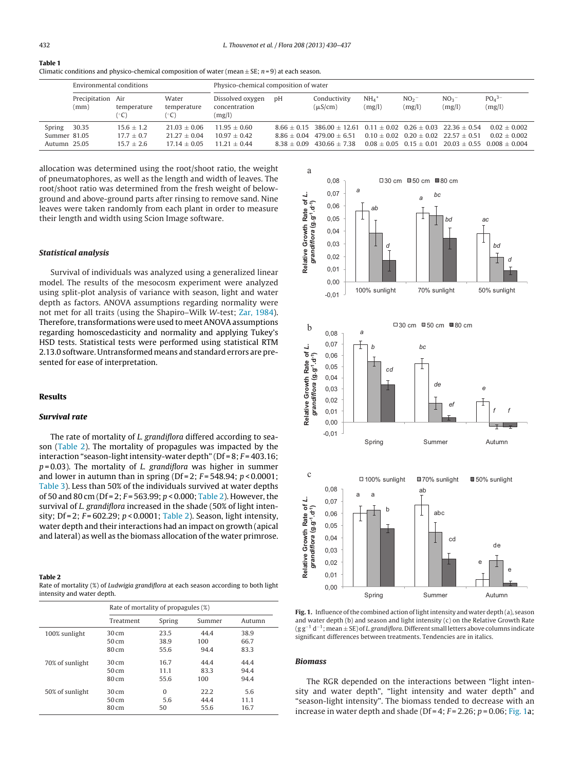**Table 1**
Climatic conditions and physico-chemical composition of water (mean ± SE; $n = 9$) at each season.

| | Environmental conditions | | | Physico-chemical composition of water | | | | | | |
|---|---|---|---|---|---|---|---|---|---|---|
| | Precipitation (mm) | Air temperature (°C) | Water temperature (°C) | Dissolved oxygen concentration (mg/l) | pH | Conductivity (µS/cm) | $NH_4^+$ (mg/l) | $NO_2^-$ (mg/l) | $NO_3^-$ (mg/l) | $PO_4^{3-}$ (mg/l) |
| Spring | 30.35 | 15.6 ± 1.2 | 21.03 ± 0.06 | 11.95 ± 0.60 | 8.66 ± 0.15 | 386.00 ± 12.61 | 0.11 ± 0.02 | 0.26 ± 0.03 | 22.36 ± 0.54 | 0.02 ± 0.002 |
| Summer | 81.05 | 17.7 ± 0.7 | 21.27 ± 0.04 | 10.97 ± 0.42 | 8.86 ± 0.04 | 479.00 ± 6.51 | 0.10 ± 0.02 | 0.20 ± 0.02 | 22.57 ± 0.51 | 0.02 ± 0.002 |
| Autumn | 25.05 | 15.7 ± 2.6 | 17.14 ± 0.05 | 11.21 ± 0.44 | 8.38 ± 0.09 | 430.66 ± 7.38 | 0.08 ± 0.05 | 0.15 ± 0.01 | 20.03 ± 0.55 | 0.008 ± 0.004 |

allocation was determined using the root/shoot ratio, the weight of pneumatophores, as well as the length and width of leaves. The root/shoot ratio was determined from the fresh weight of below-ground and above-ground parts after rinsing to remove sand. Nine leaves were taken randomly from each plant in order to measure their length and width using Scion Image software.

### Statistical analysis

Survival of individuals was analyzed using a generalized linear model. The results of the mesocosm experiment were analyzed using split-plot analysis of variance with season, light and water depth as factors. ANOVA assumptions regarding normality were not met for all traits (using the Shapiro–Wilk *W*-test; Zar, 1984). Therefore, transformations were used to meet ANOVA assumptions regarding homoscedasticity and normality and applying Tukey's HSD tests. Statistical tests were performed using statistical RTM 2.13.0 software. Untransformed means and standard errors are presented for ease of interpretation.

## Results

### Survival rate

The rate of mortality of *L. grandiflora* differed according to season (Table 2). The mortality of propagules was impacted by the interaction "season-light intensity-water depth" (Df = 8; $F = 403.16$; $p = 0.03$). The mortality of *L. grandiflora* was higher in summer and lower in autumn than in spring (Df = 2; $F = 548.94$; $p < 0.0001$; Table 3). Less than 50% of the individuals survived at water depths of 50 and 80 cm (Df = 2; $F = 563.99$; $p < 0.000$; Table 2). However, the survival of *L. grandiflora* increased in the shade (50% of light intensity; Df = 2; $F = 602.29$; $p < 0.0001$; Table 2). Season, light intensity, water depth and their interactions had an impact on growth (apical and lateral) as well as the biomass allocation of the water primrose.

**Table 2**
Rate of mortality (%) of *Ludwigia grandiflora* at each season according to both light intensity and water depth.

| | Rate of mortality of propagules (%) | | | |
|---|---|---|---|---|
| | Treatment | Spring | Summer | Autumn |
| 100% sunlight | 30 cm | 23.5 | 44.4 | 38.9 |
| | 50 cm | 38.9 | 100 | 66.7 |
| | 80 cm | 55.6 | 94.4 | 83.3 |
| 70% of sunlight | 30 cm | 16.7 | 44.4 | 44.4 |
| | 50 cm | 11.1 | 83.3 | 94.4 |
| | 80 cm | 55.6 | 100 | 94.4 |
| 50% of sunlight | 30 cm | 0 | 22.2 | 5.6 |
| | 50 cm | 5.6 | 44.4 | 11.1 |
| | 80 cm | 50 | 55.6 | 16.7 |

**Fig. 1.** Influence of the combined action of light intensity and water depth (a), season and water depth (b) and season and light intensity (c) on the Relative Growth Rate ($g\,g^{-1}\,d^{-1}$; mean ± SE) of *L. grandiflora*. Different small letters above columns indicate significant differences between treatments. Tendencies are in italics.

### Biomass

The RGR depended on the interactions between "light intensity and water depth", "light intensity and water depth" and "season-light intensity". The biomass tended to decrease with an increase in water depth and shade (Df = 4; $F = 2.26$; $p = 0.06$; Fig. 1a;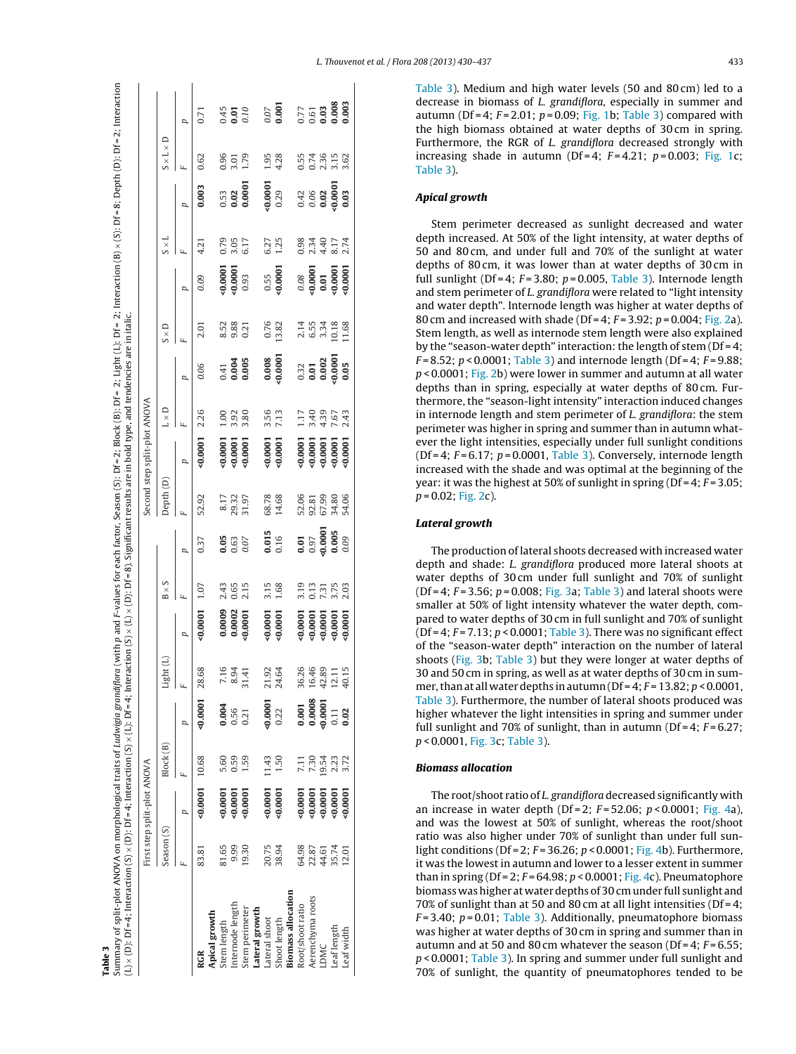**Table 3**
Summary of split-plot ANOVA on morphological traits of *Ludwigia grandiflora* (with p and F-values for each factor, Season (S): Df = 2; Block (B): Df = 2; Light (L): Df = 2; Interaction (B) × (S): Df = 8; Depth (D): Df = 2; Interaction (L) × (D): Df = 4; Interaction (S) × (D): Df = 4; Interaction (S) × (L): Df = 4; Interaction (S) × (L) × (D): Df = 8). Significant results are in bold type, and tendencies are in italic.

| | First step split-plot ANOVA | | | | | | | | Second step split-plot ANOVA | | | | | | | | | |
|---|---|---|---|---|---|---|---|---|---|---|---|---|---|---|---|---|---|---|
| | Season (S) | | Block (B) | | Light (L) | | B × S | | Depth (D) | | L × D | | S × D | | S × L | | S × L × D | |
| | F | p | F | p | F | p | F | p | F | p | F | p | F | p | F | p | F | p |
| **RGR** | 83.81 | **<0.0001** | 10.68 | **<0.0001** | 28.68 | **<0.0001** | 1.07 | 0.37 | 52.92 | **<0.0001** | 2.26 | *0.06* | 2.01 | *0.09* | 4.21 | **0.003** | 0.62 | 0.71 |
| **Apical growth** | | | | | | | | | | | | | | | | | | |
| Stem length | 81.65 | **<0.0001** | 5.60 | **0.004** | 7.16 | **0.0009** | 2.43 | **0.05** | 8.17 | **<0.0001** | 1.00 | 0.41 | 8.52 | **<0.0001** | 0.79 | 0.53 | 0.96 | 0.45 |
| Internode length | 9.99 | **<0.0001** | 0.59 | 0.56 | 8.94 | **0.0002** | 0.65 | 0.63 | 29.32 | **<0.0001** | 3.92 | **0.004** | 9.88 | **<0.0001** | 3.05 | **0.02** | 3.01 | **0.01** |
| Stem perimeter | 19.30 | **<0.0001** | 1.59 | 0.21 | 31.41 | **<0.0001** | 2.15 | *0.07* | 31.97 | **<0.0001** | 3.80 | **0.005** | 0.21 | 0.93 | 6.17 | **0.0001** | 1.79 | *0.10* |
| **Lateral growth** | | | | | | | | | | | | | | | | | | |
| Lateral shoot | 20.75 | **<0.0001** | 11.43 | **<0.0001** | 21.92 | **<0.0001** | 3.15 | **0.015** | 68.78 | **<0.0001** | 3.56 | **0.008** | 0.76 | 0.55 | 6.27 | **<0.0001** | 1.95 | *0.07* |
| Shoot length | 38.94 | **<0.0001** | 1.50 | 0.22 | 24.64 | **<0.0001** | 1.68 | 0.16 | 14.68 | **<0.0001** | 7.13 | **<0.0001** | 13.82 | **<0.0001** | 1.25 | 0.29 | 4.28 | **0.001** |
| **Biomass allocation** | | | | | | | | | | | | | | | | | | |
| Root/shoot ratio | 64.98 | **<0.0001** | 7.11 | **0.001** | 36.26 | **<0.0001** | 3.19 | **0.01** | 52.06 | **<0.0001** | 1.17 | 0.32 | 2.14 | *0.08* | 0.98 | 0.42 | 0.55 | 0.77 |
| Aerenchyma roots | 22.87 | **<0.0001** | 7.30 | **0.0008** | 16.46 | **<0.0001** | 0.13 | 0.97 | 92.81 | **<0.0001** | 3.40 | **0.01** | 6.55 | **<0.0001** | 2.34 | *0.06* | 0.74 | 0.61 |
| LDMC | 44.61 | **<0.0001** | 19.54 | **<0.0001** | 42.89 | **<0.0001** | 7.31 | **<0.0001** | 67.99 | **<0.0001** | 4.39 | **0.002** | 3.34 | **0.01** | 4.40 | **0.02** | 2.36 | **0.03** |
| Leaf length | 35.74 | **<0.0001** | 2.23 | 0.11 | 12.11 | **<0.0001** | 3.75 | **0.005** | 34.80 | **<0.0001** | 7.67 | **<0.0001** | 10.18 | **<0.0001** | 8.17 | **<0.0001** | 3.15 | **0.008** |
| Leaf width | 12.01 | **<0.0001** | 3.72 | **0.02** | 40.15 | **<0.0001** | 2.03 | *0.09* | 54.06 | **<0.0001** | 2.43 | **0.05** | 11.68 | **<0.0001** | 2.74 | **0.03** | 3.62 | **0.003** |

Table 3). Medium and high water levels (50 and 80 cm) led to a decrease in biomass of *L. grandiflora*, especially in summer and autumn (Df = 4; $F = 2.01$; $p = 0.09$; Fig. 1b; Table 3) compared with the high biomass obtained at water depths of 30 cm in spring. Furthermore, the RGR of *L. grandiflora* decreased strongly with increasing shade in autumn (Df = 4; $F = 4.21$; $p = 0.003$; Fig. 1c; Table 3).

### Apical growth

Stem perimeter decreased as sunlight decreased and water depth increased. At 50% of the light intensity, at water depths of 50 and 80 cm, and under full and 70% of the sunlight at water depths of 80 cm, it was lower than at water depths of 30 cm in full sunlight (Df = 4; $F = 3.80$; $p = 0.005$, Table 3). Internode length and stem perimeter of *L. grandiflora* were related to "light intensity and water depth". Internode length was higher at water depths of 80 cm and increased with shade (Df = 4; $F = 3.92$; $p = 0.004$; Fig. 2a). Stem length, as well as internode stem length were also explained by the "season-water depth" interaction: the length of stem (Df = 4; $F = 8.52$; $p < 0.0001$; Table 3) and internode length (Df = 4; $F = 9.88$; $p < 0.0001$; Fig. 2b) were lower in summer and autumn at all water depths than in spring, especially at water depths of 80 cm. Furthermore, the "season-light intensity" interaction induced changes in internode length and stem perimeter of *L. grandiflora*: the stem perimeter was higher in spring and summer than in autumn whatever the light intensities, especially under full sunlight conditions (Df = 4; $F = 6.17$; $p = 0.0001$, Table 3). Conversely, internode length increased with the shade and was optimal at the beginning of the year: it was the highest at 50% of sunlight in spring (Df = 4; $F = 3.05$; $p = 0.02$; Fig. 2c).

### Lateral growth

The production of lateral shoots decreased with increased water depth and shade: *L. grandiflora* produced more lateral shoots at water depths of 30 cm under full sunlight and 70% of sunlight (Df = 4; $F = 3.56$; $p = 0.008$; Fig. 3a; Table 3) and lateral shoots were smaller at 50% of light intensity whatever the water depth, compared to water depths of 30 cm in full sunlight and 70% of sunlight (Df = 4; $F = 7.13$; $p < 0.0001$; Table 3). There was no significant effect of the "season-water depth" interaction on the number of lateral shoots (Fig. 3b; Table 3) but they were longer at water depths of 30 and 50 cm in spring, as well as at water depths of 30 cm in summer, than at all water depths in autumn (Df = 4; $F = 13.82$; $p < 0.0001$, Table 3). Furthermore, the number of lateral shoots produced was higher whatever the light intensities in spring and summer under full sunlight and 70% of sunlight, than in autumn (Df = 4; $F = 6.27$; $p < 0.0001$, Fig. 3c; Table 3).

### Biomass allocation

The root/shoot ratio of *L. grandiflora* decreased significantly with an increase in water depth (Df = 2; $F = 52.06$; $p < 0.0001$; Fig. 4a), and was the lowest at 50% of sunlight, whereas the root/shoot ratio was also higher under 70% of sunlight than under full sunlight conditions (Df = 2; $F = 36.26$; $p < 0.0001$; Fig. 4b). Furthermore, it was the lowest in autumn and lower to a lesser extent in summer than in spring (Df = 2; $F = 64.98$; $p < 0.0001$; Fig. 4c). Pneumatophore biomass was higher at water depths of 30 cm under full sunlight and 70% of sunlight than at 50 and 80 cm at all light intensities (Df = 4; $F = 3.40$; $p = 0.01$; Table 3). Additionally, pneumatophore biomass was higher at water depths of 30 cm in spring and summer than in autumn and at 50 and 80 cm whatever the season (Df = 4; $F = 6.55$; $p < 0.0001$; Table 3). In spring and summer under full sunlight and 70% of sunlight, the quantity of pneumatophores tended to be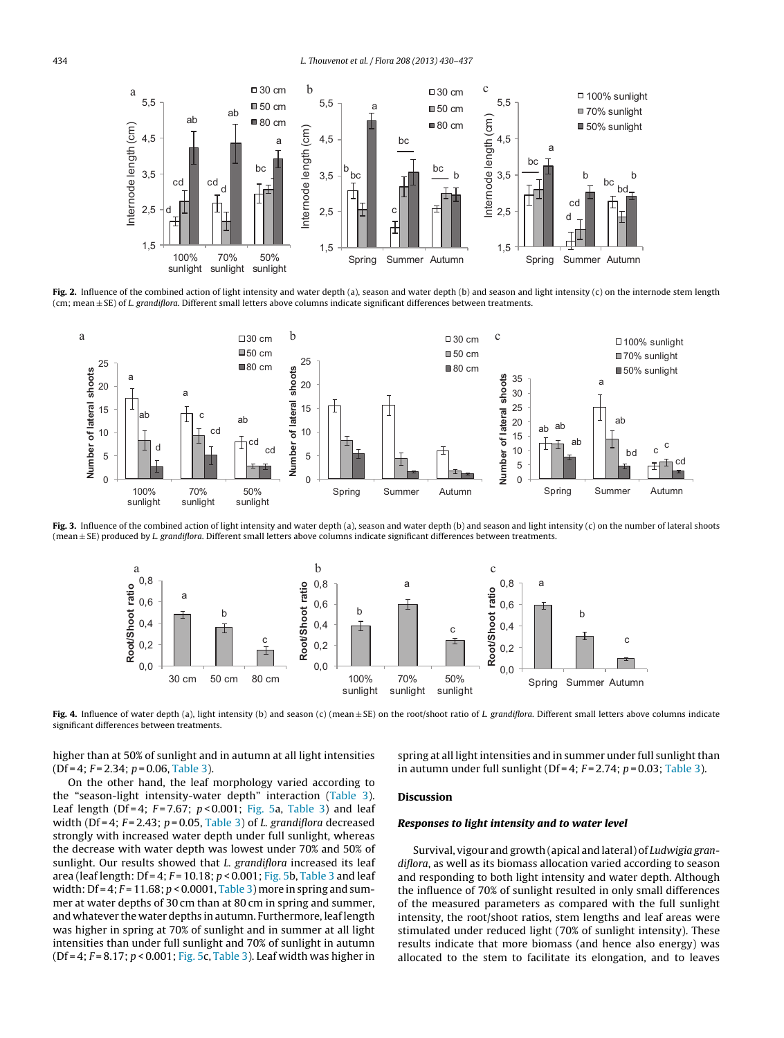Fig. 2. Influence of the combined action of light intensity and water depth (a), season and water depth (b) and season and light intensity (c) on the internode stem length (cm; mean ± SE) of *L. grandiflora*. Different small letters above columns indicate significant differences between treatments.

Fig. 3. Influence of the combined action of light intensity and water depth (a), season and water depth (b) and season and light intensity (c) on the number of lateral shoots (mean ± SE) produced by *L. grandiflora*. Different small letters above columns indicate significant differences between treatments.

Fig. 4. Influence of water depth (a), light intensity (b) and season (c) (mean ± SE) on the root/shoot ratio of *L. grandiflora*. Different small letters above columns indicate significant differences between treatments.

higher than at 50% of sunlight and in autumn at all light intensities (Df = 4; $F = 2.34$; $p = 0.06$, Table 3).

On the other hand, the leaf morphology varied according to the "season-light intensity-water depth" interaction (Table 3). Leaf length (Df = 4; $F = 7.67$; $p < 0.001$; Fig. 5a, Table 3) and leaf width (Df = 4; $F = 2.43$; $p = 0.05$, Table 3) of *L. grandiflora* decreased strongly with increased water depth under full sunlight, whereas the decrease with water depth was lowest under 70% and 50% of sunlight. Our results showed that *L. grandiflora* increased its leaf area (leaf length: Df = 4; $F = 10.18$; $p < 0.001$; Fig. 5b, Table 3 and leaf width: Df = 4; $F = 11.68$; $p < 0.0001$, Table 3) more in spring and summer at water depths of 30 cm than at 80 cm in spring and summer, and whatever the water depths in autumn. Furthermore, leaf length was higher in spring at 70% of sunlight and in summer at all light intensities than under full sunlight and 70% of sunlight in autumn (Df = 4; $F = 8.17$; $p < 0.001$; Fig. 5c, Table 3). Leaf width was higher in spring at all light intensities and in summer under full sunlight than in autumn under full sunlight (Df = 4; $F = 2.74$; $p = 0.03$; Table 3).

## Discussion

### *Responses to light intensity and to water level*

Survival, vigour and growth (apical and lateral) of *Ludwigia grandiflora*, as well as its biomass allocation varied according to season and responding to both light intensity and water depth. Although the influence of 70% of sunlight resulted in only small differences of the measured parameters as compared with the full sunlight intensity, the root/shoot ratios, stem lengths and leaf areas were stimulated under reduced light (70% of sunlight intensity). These results indicate that more biomass (and hence also energy) was allocated to the stem to facilitate its elongation, and to leaves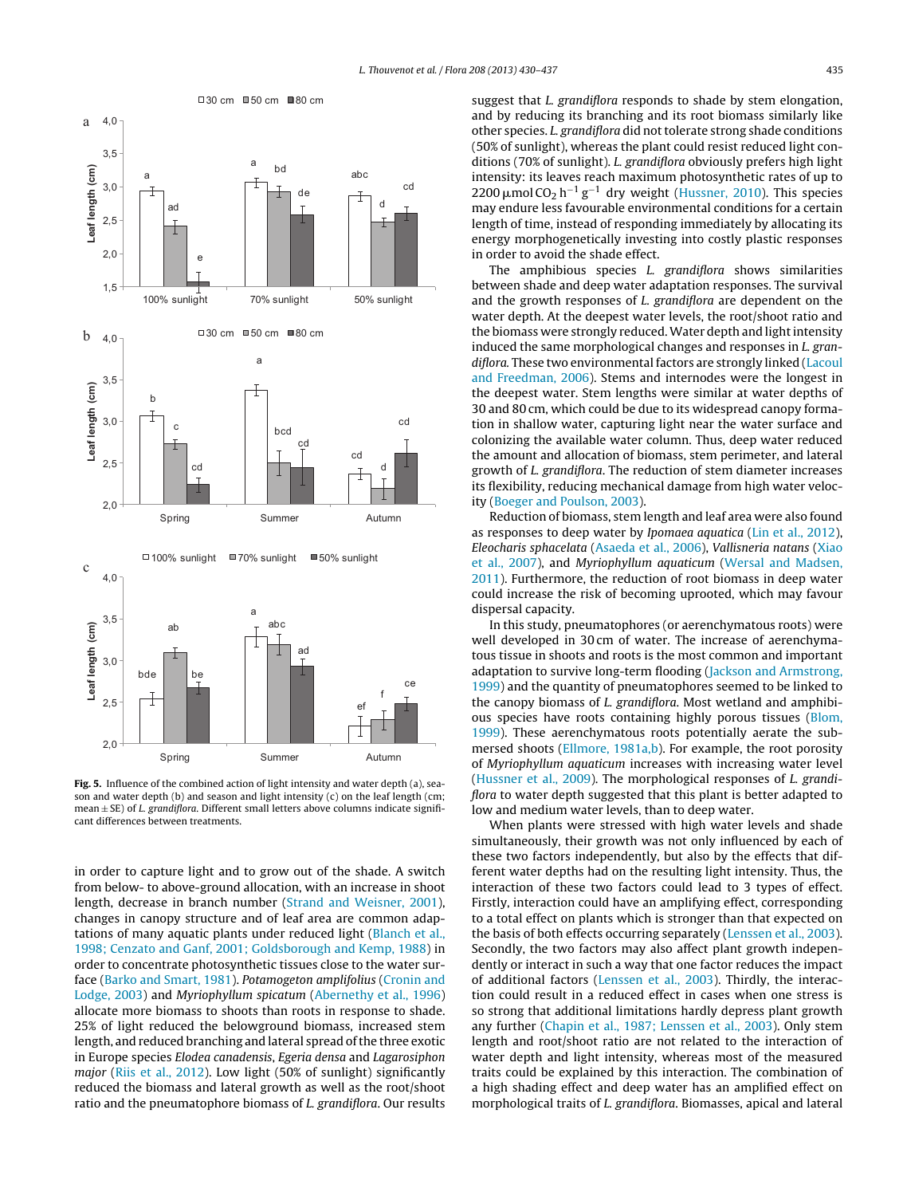**Fig. 5.** Influence of the combined action of light intensity and water depth (a), season and water depth (b) and season and light intensity (c) on the leaf length (cm; mean ± SE) of *L. grandiflora*. Different small letters above columns indicate significant differences between treatments.

in order to capture light and to grow out of the shade. A switch from below- to above-ground allocation, with an increase in shoot length, decrease in branch number (Strand and Weisner, 2001), changes in canopy structure and of leaf area are common adaptations of many aquatic plants under reduced light (Blanch et al., 1998; Cenzato and Ganf, 2001; Goldsborough and Kemp, 1988) in order to concentrate photosynthetic tissues close to the water surface (Barko and Smart, 1981). *Potamogeton amplifolius* (Cronin and Lodge, 2003) and *Myriophyllum spicatum* (Abernethy et al., 1996) allocate more biomass to shoots than roots in response to shade. 25% of light reduced the belowground biomass, increased stem length, and reduced branching and lateral spread of the three exotic in Europe species *Elodea canadensis*, *Egeria densa* and *Lagarosiphon major* (Riis et al., 2012). Low light (50% of sunlight) significantly reduced the biomass and lateral growth as well as the root/shoot ratio and the pneumatophore biomass of *L. grandiflora*. Our results suggest that *L. grandiflora* responds to shade by stem elongation, and by reducing its branching and its root biomass similarly like other species. *L. grandiflora* did not tolerate strong shade conditions (50% of sunlight), whereas the plant could resist reduced light conditions (70% of sunlight). *L. grandiflora* obviously prefers high light intensity: its leaves reach maximum photosynthetic rates of up to 2200 µmol $CO_2$ $h^{-1}$ $g^{-1}$ dry weight (Hussner, 2010). This species may endure less favourable environmental conditions for a certain length of time, instead of responding immediately by allocating its energy morphogenetically investing into costly plastic responses in order to avoid the shade effect.

The amphibious species *L. grandiflora* shows similarities between shade and deep water adaptation responses. The survival and the growth responses of *L. grandiflora* are dependent on the water depth. At the deepest water levels, the root/shoot ratio and the biomass were strongly reduced. Water depth and light intensity induced the same morphological changes and responses in *L. grandiflora*. These two environmental factors are strongly linked (Lacoul and Freedman, 2006). Stems and internodes were the longest in the deepest water. Stem lengths were similar at water depths of 30 and 80 cm, which could be due to its widespread canopy formation in shallow water, capturing light near the water surface and colonizing the available water column. Thus, deep water reduced the amount and allocation of biomass, stem perimeter, and lateral growth of *L. grandiflora*. The reduction of stem diameter increases its flexibility, reducing mechanical damage from high water velocity (Boeger and Poulson, 2003).

Reduction of biomass, stem length and leaf area were also found as responses to deep water by *Ipomaea aquatica* (Lin et al., 2012), *Eleocharis sphacelata* (Asaeda et al., 2006), *Vallisneria natans* (Xiao et al., 2007), and *Myriophyllum aquaticum* (Wersal and Madsen, 2011). Furthermore, the reduction of root biomass in deep water could increase the risk of becoming uprooted, which may favour dispersal capacity.

In this study, pneumatophores (or aerenchymatous roots) were well developed in 30 cm of water. The increase of aerenchymatous tissue in shoots and roots is the most common and important adaptation to survive long-term flooding (Jackson and Armstrong, 1999) and the quantity of pneumatophores seemed to be linked to the canopy biomass of *L. grandiflora*. Most wetland and amphibious species have roots containing highly porous tissues (Blom, 1999). These aerenchymatous roots potentially aerate the submersed shoots (Ellmore, 1981a,b). For example, the root porosity of *Myriophyllum aquaticum* increases with increasing water level (Hussner et al., 2009). The morphological responses of *L. grandiflora* to water depth suggested that this plant is better adapted to low and medium water levels, than to deep water.

When plants were stressed with high water levels and shade simultaneously, their growth was not only influenced by each of these two factors independently, but also by the effects that different water depths had on the resulting light intensity. Thus, the interaction of these two factors could lead to 3 types of effect. Firstly, interaction could have an amplifying effect, corresponding to a total effect on plants which is stronger than that expected on the basis of both effects occurring separately (Lenssen et al., 2003). Secondly, the two factors may also affect plant growth independently or interact in such a way that one factor reduces the impact of additional factors (Lenssen et al., 2003). Thirdly, the interaction could result in a reduced effect in cases when one stress is so strong that additional limitations hardly depress plant growth any further (Chapin et al., 1987; Lenssen et al., 2003). Only stem length and root/shoot ratio are not related to the interaction of water depth and light intensity, whereas most of the measured traits could be explained by this interaction. The combination of a high shading effect and deep water has an amplified effect on morphological traits of *L. grandiflora*. Biomasses, apical and lateral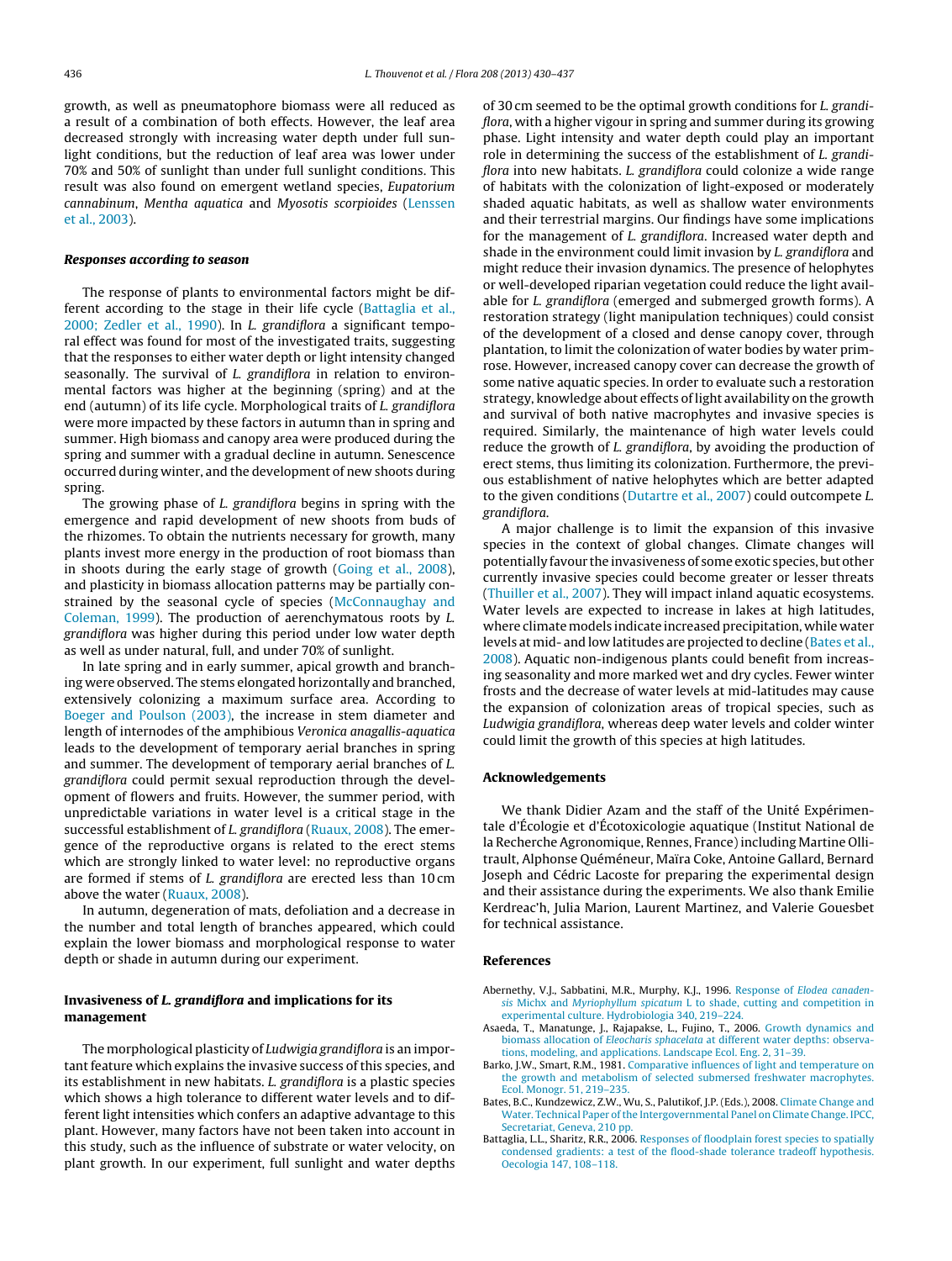growth, as well as pneumatophore biomass were all reduced as a result of a combination of both effects. However, the leaf area decreased strongly with increasing water depth under full sunlight conditions, but the reduction of leaf area was lower under 70% and 50% of sunlight than under full sunlight conditions. This result was also found on emergent wetland species, *Eupatorium cannabinum*, *Mentha aquatica* and *Myosotis scorpioides* (Lenssen et al., 2003).

### Responses according to season

The response of plants to environmental factors might be different according to the stage in their life cycle (Battaglia et al., 2000; Zedler et al., 1990). In *L. grandiflora* a significant temporal effect was found for most of the investigated traits, suggesting that the responses to either water depth or light intensity changed seasonally. The survival of *L. grandiflora* in relation to environmental factors was higher at the beginning (spring) and at the end (autumn) of its life cycle. Morphological traits of *L. grandiflora* were more impacted by these factors in autumn than in spring and summer. High biomass and canopy area were produced during the spring and summer with a gradual decline in autumn. Senescence occurred during winter, and the development of new shoots during spring.

The growing phase of *L. grandiflora* begins in spring with the emergence and rapid development of new shoots from buds of the rhizomes. To obtain the nutrients necessary for growth, many plants invest more energy in the production of root biomass than in shoots during the early stage of growth (Going et al., 2008), and plasticity in biomass allocation patterns may be partially constrained by the seasonal cycle of species (McConnaughay and Coleman, 1999). The production of aerenchymatous roots by *L. grandiflora* was higher during this period under low water depth as well as under natural, full, and under 70% of sunlight.

In late spring and in early summer, apical growth and branching were observed. The stems elongated horizontally and branched, extensively colonizing a maximum surface area. According to Boeger and Poulson (2003), the increase in stem diameter and length of internodes of the amphibious *Veronica anagallis-aquatica* leads to the development of temporary aerial branches in spring and summer. The development of temporary aerial branches of *L. grandiflora* could permit sexual reproduction through the development of flowers and fruits. However, the summer period, with unpredictable variations in water level is a critical stage in the successful establishment of *L. grandiflora* (Ruaux, 2008). The emergence of the reproductive organs is related to the erect stems which are strongly linked to water level: no reproductive organs are formed if stems of *L. grandiflora* are erected less than 10 cm above the water (Ruaux, 2008).

In autumn, degeneration of mats, defoliation and a decrease in the number and total length of branches appeared, which could explain the lower biomass and morphological response to water depth or shade in autumn during our experiment.

### Invasiveness of *L. grandiflora* and implications for its management

The morphological plasticity of *Ludwigia grandiflora* is an important feature which explains the invasive success of this species, and its establishment in new habitats. *L. grandiflora* is a plastic species which shows a high tolerance to different water levels and to different light intensities which confers an adaptive advantage to this plant. However, many factors have not been taken into account in this study, such as the influence of substrate or water velocity, on plant growth. In our experiment, full sunlight and water depths of 30 cm seemed to be the optimal growth conditions for *L. grandiflora*, with a higher vigour in spring and summer during its growing phase. Light intensity and water depth could play an important role in determining the success of the establishment of *L. grandiflora* into new habitats. *L. grandiflora* could colonize a wide range of habitats with the colonization of light-exposed or moderately shaded aquatic habitats, as well as shallow water environments and their terrestrial margins. Our findings have some implications for the management of *L. grandiflora*. Increased water depth and shade in the environment could limit invasion by *L. grandiflora* and might reduce their invasion dynamics. The presence of helophytes or well-developed riparian vegetation could reduce the light available for *L. grandiflora* (emerged and submerged growth forms). A restoration strategy (light manipulation techniques) could consist of the development of a closed and dense canopy cover, through plantation, to limit the colonization of water bodies by water primrose. However, increased canopy cover can decrease the growth of some native aquatic species. In order to evaluate such a restoration strategy, knowledge about effects of light availability on the growth and survival of both native macrophytes and invasive species is required. Similarly, the maintenance of high water levels could reduce the growth of *L. grandiflora*, by avoiding the production of erect stems, thus limiting its colonization. Furthermore, the previous establishment of native helophytes which are better adapted to the given conditions (Dutartre et al., 2007) could outcompete *L. grandiflora*.

A major challenge is to limit the expansion of this invasive species in the context of global changes. Climate changes will potentially favour the invasiveness of some exotic species, but other currently invasive species could become greater or lesser threats (Thuiller et al., 2007). They will impact inland aquatic ecosystems. Water levels are expected to increase in lakes at high latitudes, where climate models indicate increased precipitation, while water levels at mid- and low latitudes are projected to decline (Bates et al., 2008). Aquatic non-indigenous plants could benefit from increasing seasonality and more marked wet and dry cycles. Fewer winter frosts and the decrease of water levels at mid-latitudes may cause the expansion of colonization areas of tropical species, such as *Ludwigia grandiflora*, whereas deep water levels and colder winter could limit the growth of this species at high latitudes.

## Acknowledgements

We thank Didier Azam and the staff of the Unité Expérimentale d'Écologie et d'Écotoxicologie aquatique (Institut National de la Recherche Agronomique, Rennes, France) including Martine Ollitrault, Alphonse Quéméneur, Maïra Coke, Antoine Gallard, Bernard Joseph and Cédric Lacoste for preparing the experimental design and their assistance during the experiments. We also thank Emilie Kerdreac'h, Julia Marion, Laurent Martinez, and Valerie Gouesbet for technical assistance.

## References

Abernethy, V.J., Sabbatini, M.R., Murphy, K.J., 1996. Response of *Elodea canadensis* Michx and *Myriophyllum spicatum* L to shade, cutting and competition in experimental culture. Hydrobiologia 340, 219–224.

Asaeda, T., Manatunge, J., Rajapakse, L., Fujino, T., 2006. Growth dynamics and biomass allocation of *Eleocharis sphacelata* at different water depths: observations, modeling, and applications. Landscape Ecol. Eng. 2, 31–39.

Barko, J.W., Smart, R.M., 1981. Comparative influences of light and temperature on the growth and metabolism of selected submersed freshwater macrophytes. Ecol. Monogr. 51, 219–235.

Bates, B.C., Kundzewicz, Z.W., Wu, S., Palutikof, J.P. (Eds.), 2008. Climate Change and Water. Technical Paper of the Intergovernmental Panel on Climate Change. IPCC, Secretariat, Geneva, 210 pp.

Battaglia, L.L., Sharitz, R.R., 2006. Responses of floodplain forest species to spatially condensed gradients: a test of the flood-shade tolerance tradeoff hypothesis. Oecologia 147, 108–118.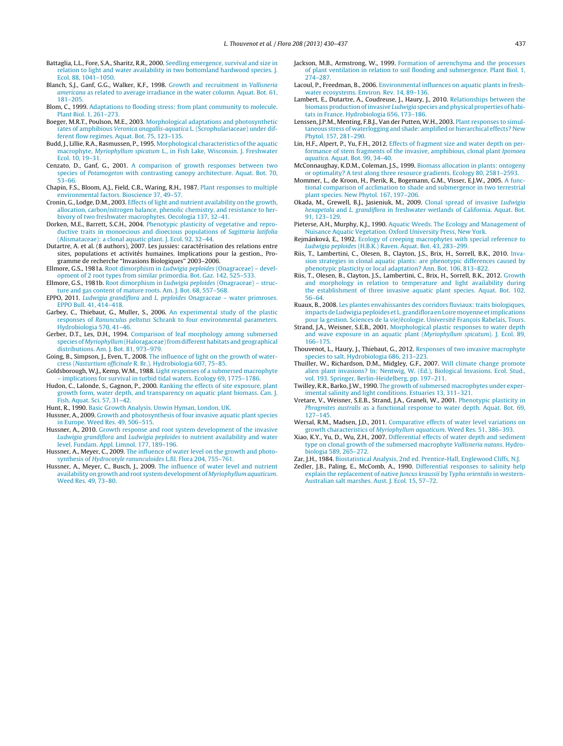Battaglia, L.L., Fore, S.A., Sharitz, R.R., 2000. Seedling emergence, survival and size in relation to light and water availability in two bottomland hardwood species. J. Ecol. 88, 1041–1050.

Blanch, S.J., Ganf, G.G., Walker, K.F., 1998. Growth and recruitment in *Vallisneria americana* as related to average irradiance in the water column. Aquat. Bot. 61, 181–205.

Blom, C., 1999. Adaptations to flooding stress: from plant community to molecule. Plant Biol. 1, 261–273.

Boeger, M.R.T., Poulson, M.E., 2003. Morphological adaptations and photosynthetic rates of amphibious *Veronica anagallis-aquatica* L. (Scrophulariaceae) under different flow regimes. Aquat. Bot. 75, 123–135.

Budd, J., Lillie, R.A., Rasmussen, P., 1995. Morphological characteristics of the aquatic macrophyte, *Myriophyllum spicatum* L., in Fish Lake, Wisconsin. J. Freshwater Ecol. 10, 19–31.

Cenzato, D., Ganf, G., 2001. A comparison of growth responses between two species of *Potamogeton* with contrasting canopy architecture. Aquat. Bot. 70, 53–66.

Chapin, F.S., Bloom, A.J., Field, C.B., Waring, R.H., 1987. Plant responses to multiple environmental factors. Bioscience 37, 49–57.

Cronin, G., Lodge, D.M., 2003. Effects of light and nutrient availability on the growth, allocation, carbon/nitrogen balance, phenolic chemistry, and resistance to herbivory of two freshwater macrophytes. Oecologia 137, 32–41.

Dorken, M.E., Barrett, S.C.H., 2004. Phenotypic plasticity of vegetative and reproductive traits in monoecious and dioecious populations of *Sagittaria latifolia* (Alismataceae): a clonal aquatic plant. J. Ecol. 92, 32–44.

Dutartre, A. et al. (8 authors), 2007. Les jussies: caractérisation des relations entre sites, populations et activités humaines. Implications pour la gestion., Programme de recherche "Invasions Biologiques" 2003–2006.

Ellmore, G.S., 1981a. Root dimorphism in *Ludwigia peploides* (Onagraceae) – development of 2 root types from similar primordia. Bot. Gaz. 142, 525–533.

Ellmore, G.S., 1981b. Root dimorphism in *Ludwigia peploides* (Onagraceae) – structure and gas content of mature roots. Am. J. Bot. 68, 557–568.

EPPO, 2011. *Ludwigia grandiflora* and *L. peploides* Onagraceae – water primroses. EPPO Bull. 41, 414–418.

Garbey, C., Thiebaut, G., Muller, S., 2006. An experimental study of the plastic responses of *Ranunculus peltatus* Schrank to four environmental parameters. Hydrobiologia 570, 41–46.

Gerber, D.T., Les, D.H., 1994. Comparison of leaf morphology among submersed species of *Myriophyllum* (Haloragaceae) from different habitats and geographical distributions. Am. J. Bot. 81, 973–979.

Going, B., Simpson, J., Even, T., 2008. The influence of light on the growth of watercress (*Nasturtium officinale* R. Br.). Hydrobiologia 607, 75–85.

Goldsborough, W.J., Kemp, W.M., 1988. Light responses of a submersed macrophyte – implications for survival in turbid tidal waters. Ecology 69, 1775–1786.

Hudon, C., Lalonde, S., Gagnon, P., 2000. Ranking the effects of site exposure, plant growth form, water depth, and transparency on aquatic plant biomass. Can. J. Fish. Aquat. Sci. 57, 31–42.

Hunt, R., 1990. Basic Growth Analysis. Unwin Hyman, London, UK.

Hussner, A., 2009. Growth and photosynthesis of four invasive aquatic plant species in Europe. Weed Res. 49, 506–515.

Hussner, A., 2010. Growth response and root system development of the invasive *Ludwigia grandiflora* and *Ludwigia peploides* to nutrient availability and water level. Fundam. Appl. Limnol. 177, 189–196.

Hussner, A., Meyer, C., 2009. The influence of water level on the growth and photosynthesis of *Hydrocotyle ranunculoides* L.fil. Flora 204, 755–761.

Hussner, A., Meyer, C., Busch, J., 2009. The influence of water level and nutrient availability on growth and root system development of *Myriophyllum aquaticum*. Weed Res. 49, 73–80.

Jackson, M.B., Armstrong, W., 1999. Formation of aerenchyma and the processes of plant ventilation in relation to soil flooding and submergence. Plant Biol. 1, 274–287.

Lacoul, P., Freedman, B., 2006. Environmental influences on aquatic plants in freshwater ecosystems. Environ. Rev. 14, 89–136.

Lambert, E., Dutartre, A., Coudreuse, J., Haury, J., 2010. Relationships between the biomass production of invasive *Ludwigia* species and physical properties of habitats in France. Hydrobiologia 656, 173–186.

Lenssen, J.P.M., Menting, F.B.J., Van der Putten, W.H., 2003. Plant responses to simultaneous stress of waterlogging and shade: amplified or hierarchical effects? New Phytol. 157, 281–290.

Lin, H.F., Alpert, P., Yu, F.H., 2012. Effects of fragment size and water depth on performance of stem fragments of the invasive, amphibious, clonal plant *Ipomoea aquatica*. Aquat. Bot. 99, 34–40.

McConnaughay, K.D.M., Coleman, J.S., 1999. Biomass allocation in plants: ontogeny or optimality? A test along three resource gradients. Ecology 80, 2581–2593.

Mommer, L., de Kroon, H., Pierik, R., Bogemann, G.M., Visser, E.J.W., 2005. A functional comparison of acclimation to shade and submergence in two terrestrial plant species. New Phytol. 167, 197–206.

Okada, M., Grewell, B.J., Jasieniuk, M., 2009. Clonal spread of invasive *Ludwigia hexapetala* and *L. grandiflora* in freshwater wetlands of California. Aquat. Bot. 91, 123–129.

Pieterse, A.H., Murphy, K.J., 1990. Aquatic Weeds. The Ecology and Management of Nuisance Aquatic Vegetation. Oxford University Press, New York.

Rejmánková, E., 1992. Ecology of creeping macrophytes with special reference to *Ludwigia peploides* (H.B.K.) Raven. Aquat. Bot. 43, 283–299.

Riis, T., Lambertini, C., Olesen, B., Clayton, J.S., Brix, H., Sorrell, B.K., 2010. Invasion strategies in clonal aquatic plants: are phenotypic differences caused by phenotypic plasticity or local adaptation? Ann. Bot. 106, 813–822.

Riis, T., Olesen, B., Clayton, J.S., Lambertini, C., Brix, H., Sorrell, B.K., 2012. Growth and morphology in relation to temperature and light availability during the establishment of three invasive aquatic plant species. Aquat. Bot. 102, 56–64.

Ruaux, B., 2008. Les plantes envahissantes des corridors fluviaux: traits biologiques, impacts de Ludwigia peploides et L. grandiflora en Loire moyenne et implications pour la gestion. Sciences de la vie/écologie. Université François Rabelais, Tours.

Strand, J.A., Weisner, S.E.B., 2001. Morphological plastic responses to water depth and wave exposure in an aquatic plant (*Myriophyllum spicatum*). J. Ecol. 89, 166–175.

Thouvenot, L., Haury, J., Thiebaut, G., 2012. Responses of two invasive macrophyte species to salt. Hydrobiologia 686, 213–223.

Thuiller, W., Richardson, D.M., Midgley, G.F., 2007. Will climate change promote alien plant invasions? In: Nentwig, W. (Ed.), Biological Invasions. Ecol. Stud., vol. 193. Springer, Berlin-Heidelberg, pp. 197–211.

Twilley, R.R., Barko, J.W., 1990. The growth of submersed macrophytes under experimental salinity and light conditions. Estuaries 13, 311–321.

Vretare, V., Weisner, S.E.B., Strand, J.A., Graneli, W., 2001. Phenotypic plasticity in *Phragmites australis* as a functional response to water depth. Aquat. Bot. 69, 127–145.

Wersal, R.M., Madsen, J.D., 2011. Comparative effects of water level variations on growth characteristics of *Myriophyllum aquaticum*. Weed Res. 51, 386–393.

Xiao, K.Y., Yu, D., Wu, Z.H., 2007. Differential effects of water depth and sediment type on clonal growth of the submersed macrophyte *Vallisneria natans*. Hydrobiologia 589, 265–272.

Zar, J.H., 1984. Biostatistical Analysis, 2nd ed. Prentice-Hall, Englewood Cliffs, N.J.

Zedler, J.B., Paling, E., McComb, A., 1990. Differential responses to salinity help explain the replacement of native *Juncus kraussii* by *Typha orientalis* in western-Australian salt marshes. Aust. J. Ecol. 15, 57–72.